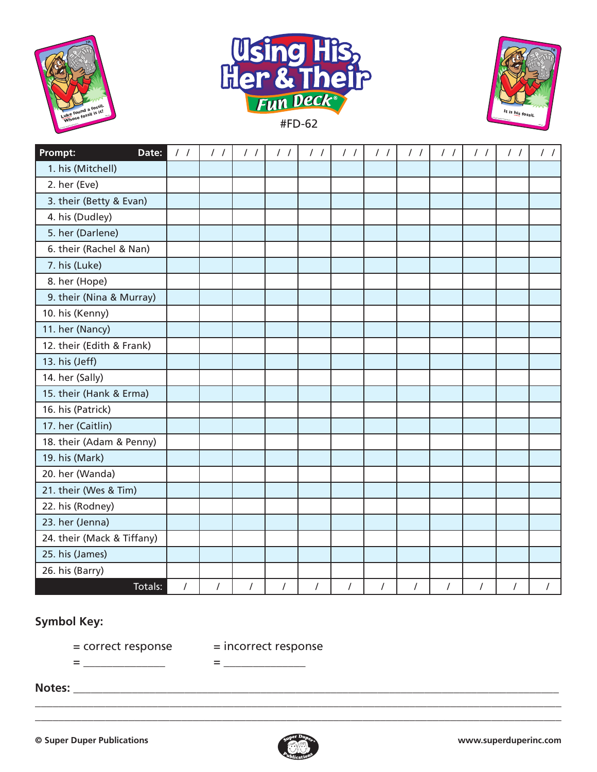# Using His, Her & Their Fun Deck®

#FD-62

| Prompt: Date: | / / | / / | / / | / / | / / | / / | / / | / / | / / | / / | / / | / / |
|---|---|---|---|---|---|---|---|---|---|---|---|---|
| 1. his (Mitchell) | | | | | | | | | | | | |
| 2. her (Eve) | | | | | | | | | | | | |
| 3. their (Betty & Evan) | | | | | | | | | | | | |
| 4. his (Dudley) | | | | | | | | | | | | |
| 5. her (Darlene) | | | | | | | | | | | | |
| 6. their (Rachel & Nan) | | | | | | | | | | | | |
| 7. his (Luke) | | | | | | | | | | | | |
| 8. her (Hope) | | | | | | | | | | | | |
| 9. their (Nina & Murray) | | | | | | | | | | | | |
| 10. his (Kenny) | | | | | | | | | | | | |
| 11. her (Nancy) | | | | | | | | | | | | |
| 12. their (Edith & Frank) | | | | | | | | | | | | |
| 13. his (Jeff) | | | | | | | | | | | | |
| 14. her (Sally) | | | | | | | | | | | | |
| 15. their (Hank & Erma) | | | | | | | | | | | | |
| 16. his (Patrick) | | | | | | | | | | | | |
| 17. her (Caitlin) | | | | | | | | | | | | |
| 18. their (Adam & Penny) | | | | | | | | | | | | |
| 19. his (Mark) | | | | | | | | | | | | |
| 20. her (Wanda) | | | | | | | | | | | | |
| 21. their (Wes & Tim) | | | | | | | | | | | | |
| 22. his (Rodney) | | | | | | | | | | | | |
| 23. her (Jenna) | | | | | | | | | | | | |
| 24. their (Mack & Tiffany) | | | | | | | | | | | | |
| 25. his (James) | | | | | | | | | | | | |
| 26. his (Barry) | | | | | | | | | | | | |
| Totals: | / | / | / | / | / | / | / | / | / | / | / | / |

**Symbol Key:**

= correct response = incorrect response

= _______________ = _______________

**Notes:** ___________________________________________________________________________

___________________________________________________________________________

___________________________________________________________________________

© Super Duper Publications www.superduperinc.com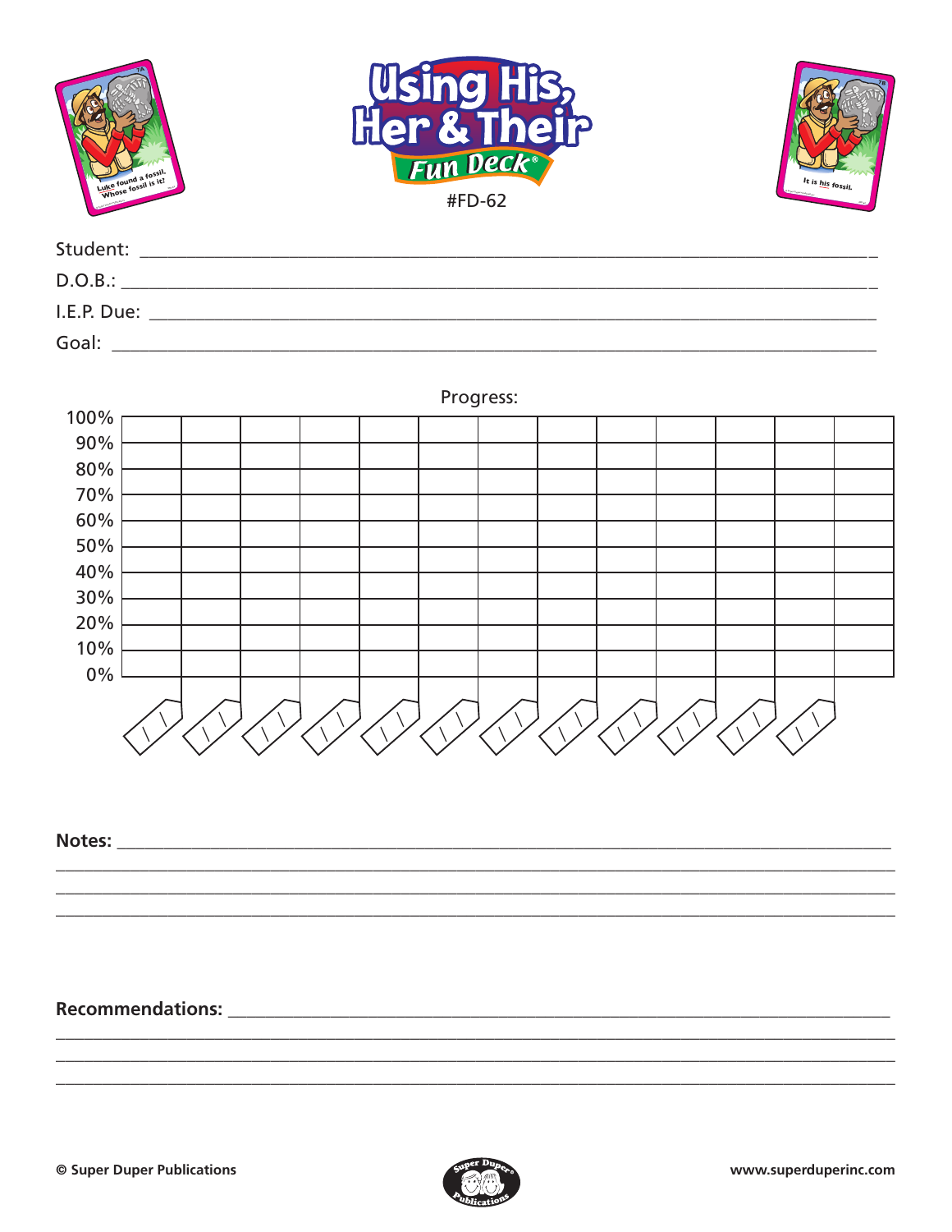# Using His, Her & Their Fun Deck®

#FD-62

Student: ___________________________________________

D.O.B.: ___________________________________________

I.E.P. Due: ___________________________________________

Goal: ___________________________________________

Progress:

100%
90%
80%
70%
60%
50%
40%
30%
20%
10%
0%

**Notes:** ___________________________________________

___________________________________________

___________________________________________

___________________________________________

**Recommendations:** ___________________________________________

___________________________________________

___________________________________________

___________________________________________

**© Super Duper Publications**

**www.superduperinc.com**